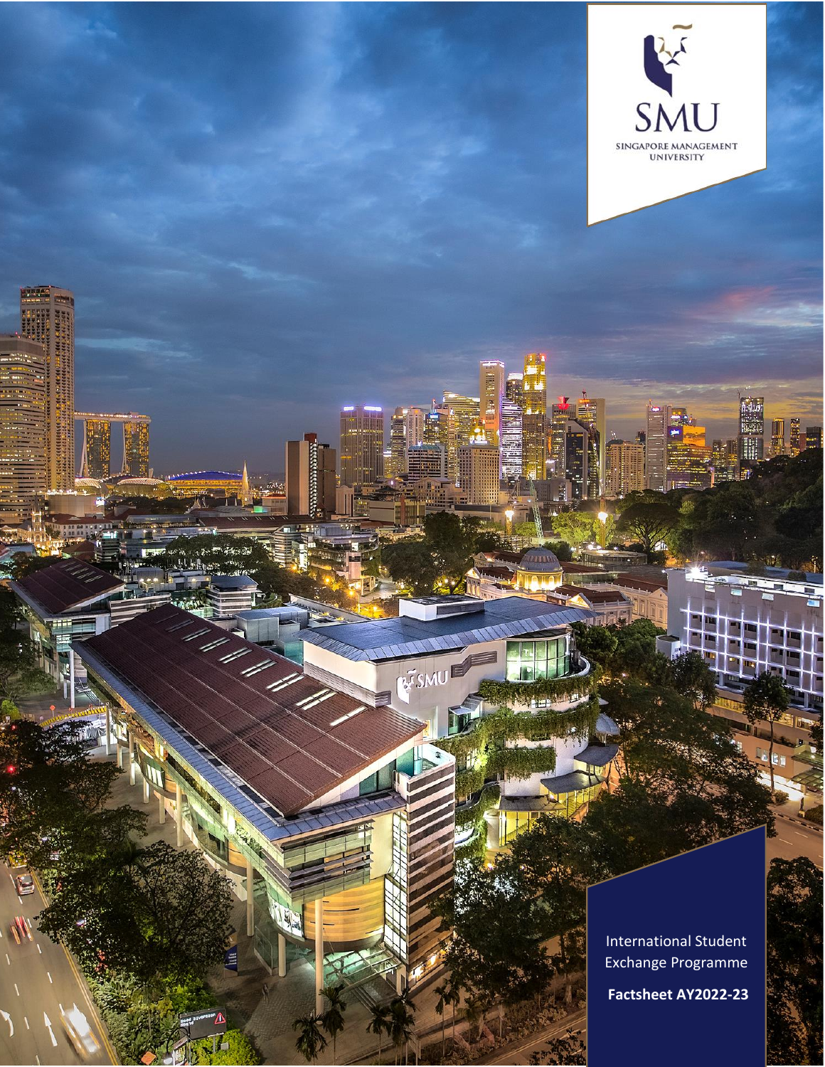SMU

SINGAPORE MANAGEMENT UNIVERSITY

International Student Exchange Programme

**Factsheet AY2022-23**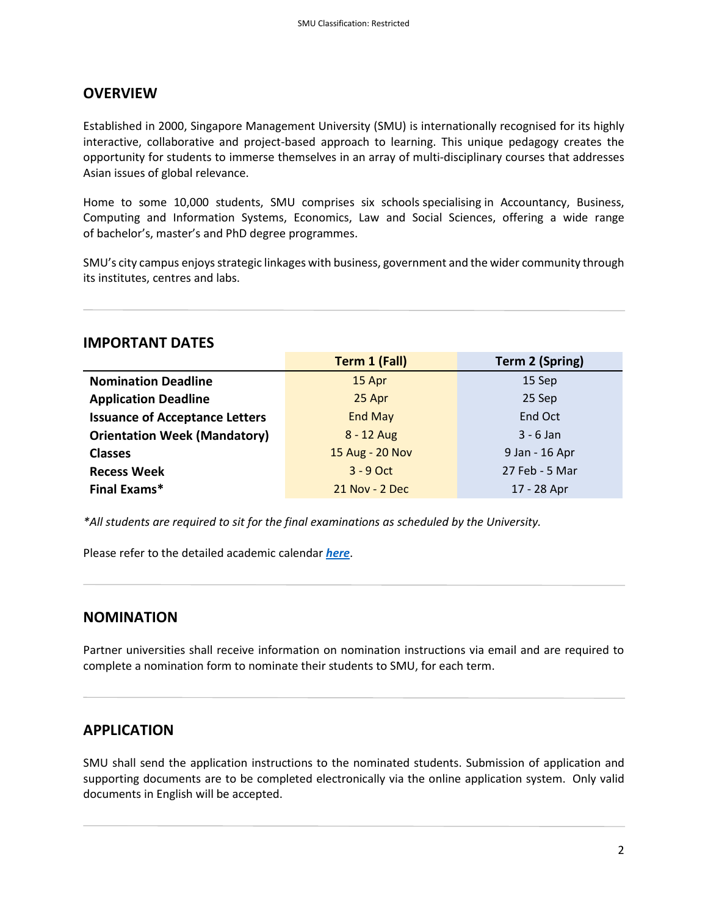## OVERVIEW

Established in 2000, Singapore Management University (SMU) is internationally recognised for its highly interactive, collaborative and project-based approach to learning. This unique pedagogy creates the opportunity for students to immerse themselves in an array of multi-disciplinary courses that addresses Asian issues of global relevance.

Home to some 10,000 students, SMU comprises six schools specialising in Accountancy, Business, Computing and Information Systems, Economics, Law and Social Sciences, offering a wide range of bachelor's, master's and PhD degree programmes.

SMU's city campus enjoys strategic linkages with business, government and the wider community through its institutes, centres and labs.

---

## IMPORTANT DATES

| | Term 1 (Fall) | Term 2 (Spring) |
|---|---|---|
| **Nomination Deadline** | 15 Apr | 15 Sep |
| **Application Deadline** | 25 Apr | 25 Sep |
| **Issuance of Acceptance Letters** | End May | End Oct |
| **Orientation Week (Mandatory)** | 8 - 12 Aug | 3 - 6 Jan |
| **Classes** | 15 Aug - 20 Nov | 9 Jan - 16 Apr |
| **Recess Week** | 3 - 9 Oct | 27 Feb - 5 Mar |
| **Final Exams*** | 21 Nov - 2 Dec | 17 - 28 Apr |

*\*All students are required to sit for the final examinations as scheduled by the University.*

Please refer to the detailed academic calendar ***here***.

---

## NOMINATION

Partner universities shall receive information on nomination instructions via email and are required to complete a nomination form to nominate their students to SMU, for each term.

---

## APPLICATION

SMU shall send the application instructions to the nominated students. Submission of application and supporting documents are to be completed electronically via the online application system. Only valid documents in English will be accepted.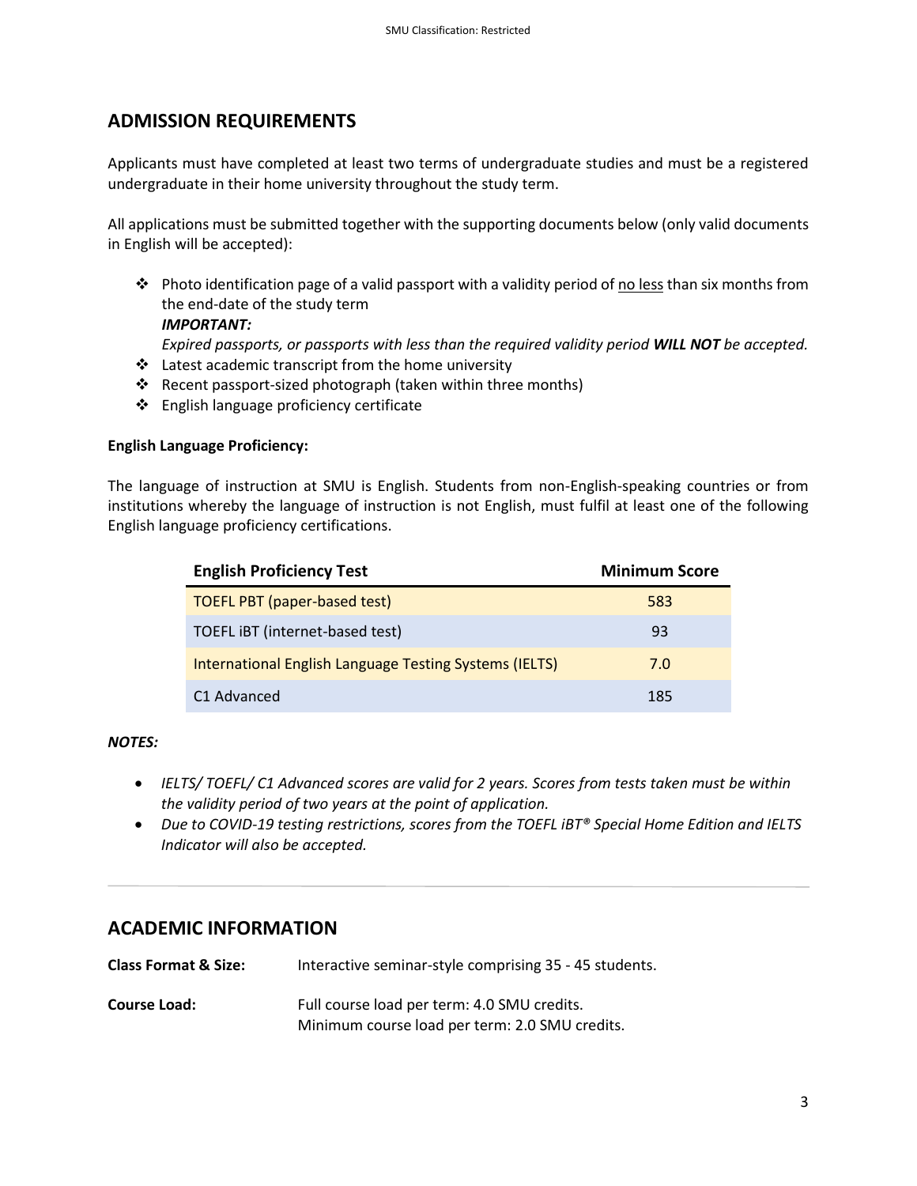## ADMISSION REQUIREMENTS

Applicants must have completed at least two terms of undergraduate studies and must be a registered undergraduate in their home university throughout the study term.

All applications must be submitted together with the supporting documents below (only valid documents in English will be accepted):

- Photo identification page of a valid passport with a validity period of no less than six months from the end-date of the study term
  ***IMPORTANT:***
  *Expired passports, or passports with less than the required validity period* ***WILL NOT*** *be accepted.*
- Latest academic transcript from the home university
- Recent passport-sized photograph (taken within three months)
- English language proficiency certificate

**English Language Proficiency:**

The language of instruction at SMU is English. Students from non-English-speaking countries or from institutions whereby the language of instruction is not English, must fulfil at least one of the following English language proficiency certifications.

| English Proficiency Test | Minimum Score |
|---|---|
| TOEFL PBT (paper-based test) | 583 |
| TOEFL iBT (internet-based test) | 93 |
| International English Language Testing Systems (IELTS) | 7.0 |
| C1 Advanced | 185 |

***NOTES:***

- *IELTS/ TOEFL/ C1 Advanced scores are valid for 2 years. Scores from tests taken must be within the validity period of two years at the point of application.*
- *Due to COVID-19 testing restrictions, scores from the TOEFL iBT® Special Home Edition and IELTS Indicator will also be accepted.*

---

## ACADEMIC INFORMATION

**Class Format & Size:** Interactive seminar-style comprising 35 - 45 students.

**Course Load:** Full course load per term: 4.0 SMU credits.
Minimum course load per term: 2.0 SMU credits.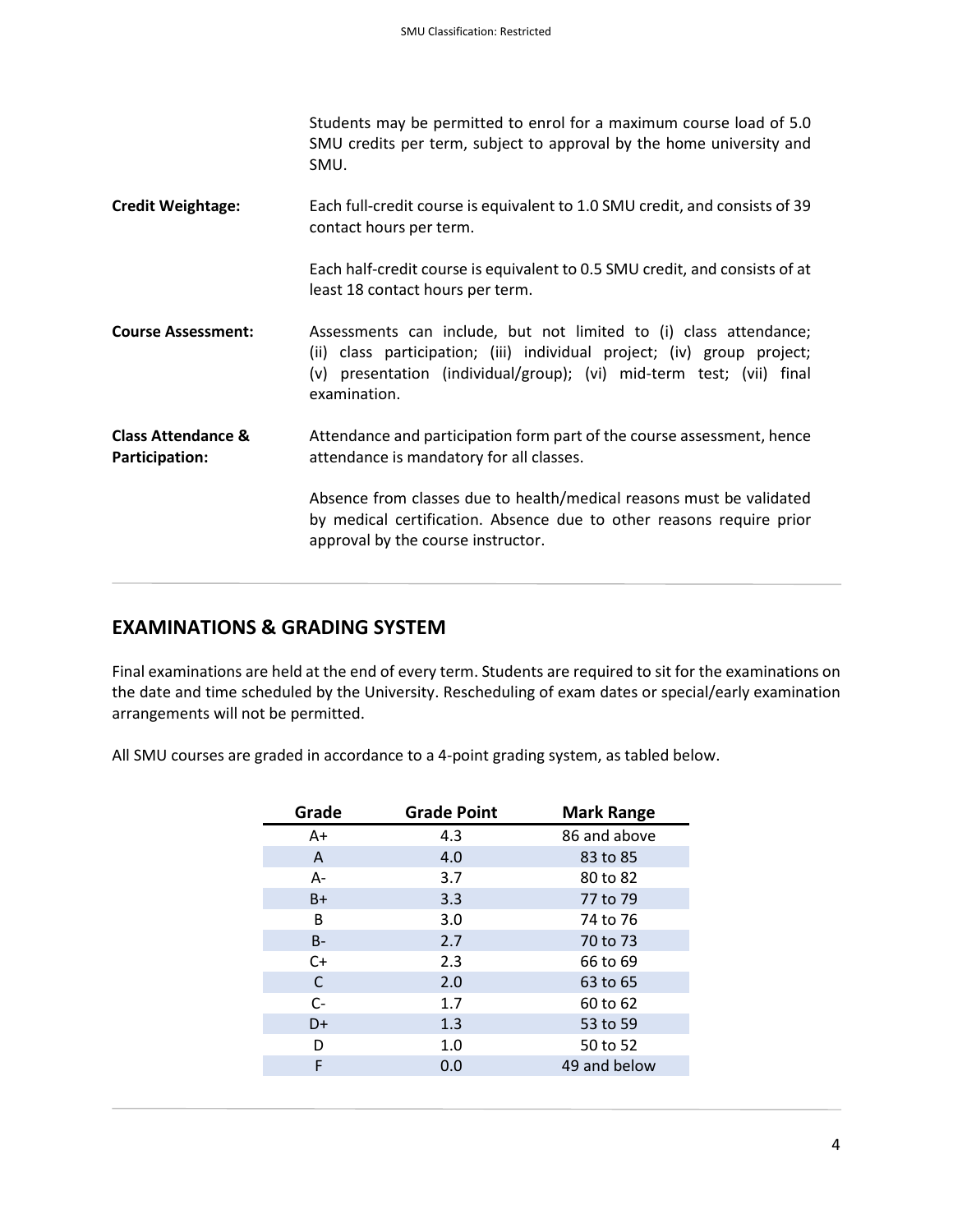Students may be permitted to enrol for a maximum course load of 5.0 SMU credits per term, subject to approval by the home university and SMU.

**Credit Weightage:** Each full-credit course is equivalent to 1.0 SMU credit, and consists of 39 contact hours per term.

Each half-credit course is equivalent to 0.5 SMU credit, and consists of at least 18 contact hours per term.

**Course Assessment:** Assessments can include, but not limited to (i) class attendance; (ii) class participation; (iii) individual project; (iv) group project; (v) presentation (individual/group); (vi) mid-term test; (vii) final examination.

**Class Attendance & Participation:** Attendance and participation form part of the course assessment, hence attendance is mandatory for all classes.

Absence from classes due to health/medical reasons must be validated by medical certification. Absence due to other reasons require prior approval by the course instructor.

## EXAMINATIONS & GRADING SYSTEM

Final examinations are held at the end of every term. Students are required to sit for the examinations on the date and time scheduled by the University. Rescheduling of exam dates or special/early examination arrangements will not be permitted.

All SMU courses are graded in accordance to a 4-point grading system, as tabled below.

| Grade | Grade Point | Mark Range |
|---|---|---|
| A+ | 4.3 | 86 and above |
| A | 4.0 | 83 to 85 |
| A- | 3.7 | 80 to 82 |
| B+ | 3.3 | 77 to 79 |
| B | 3.0 | 74 to 76 |
| B- | 2.7 | 70 to 73 |
| C+ | 2.3 | 66 to 69 |
| C | 2.0 | 63 to 65 |
| C- | 1.7 | 60 to 62 |
| D+ | 1.3 | 53 to 59 |
| D | 1.0 | 50 to 52 |
| F | 0.0 | 49 and below |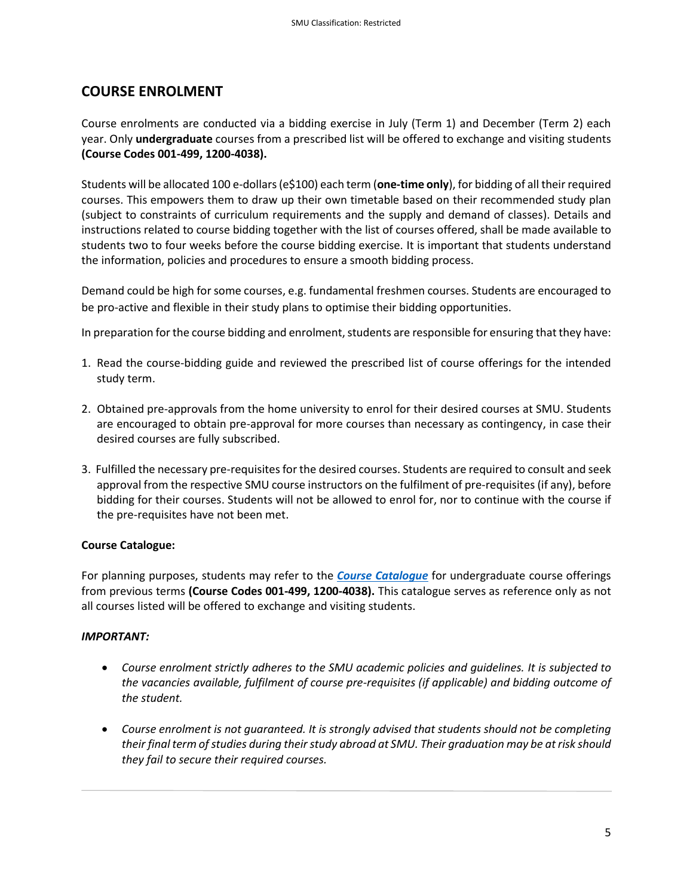## COURSE ENROLMENT

Course enrolments are conducted via a bidding exercise in July (Term 1) and December (Term 2) each year. Only **undergraduate** courses from a prescribed list will be offered to exchange and visiting students **(Course Codes 001-499, 1200-4038).**

Students will be allocated 100 e-dollars (e$100) each term (**one-time only**), for bidding of all their required courses. This empowers them to draw up their own timetable based on their recommended study plan (subject to constraints of curriculum requirements and the supply and demand of classes). Details and instructions related to course bidding together with the list of courses offered, shall be made available to students two to four weeks before the course bidding exercise. It is important that students understand the information, policies and procedures to ensure a smooth bidding process.

Demand could be high for some courses, e.g. fundamental freshmen courses. Students are encouraged to be pro-active and flexible in their study plans to optimise their bidding opportunities.

In preparation for the course bidding and enrolment, students are responsible for ensuring that they have:

1. Read the course-bidding guide and reviewed the prescribed list of course offerings for the intended study term.
2. Obtained pre-approvals from the home university to enrol for their desired courses at SMU. Students are encouraged to obtain pre-approval for more courses than necessary as contingency, in case their desired courses are fully subscribed.
3. Fulfilled the necessary pre-requisites for the desired courses. Students are required to consult and seek approval from the respective SMU course instructors on the fulfilment of pre-requisites (if any), before bidding for their courses. Students will not be allowed to enrol for, nor to continue with the course if the pre-requisites have not been met.

**Course Catalogue:**

For planning purposes, students may refer to the ***Course Catalogue*** for undergraduate course offerings from previous terms **(Course Codes 001-499, 1200-4038).** This catalogue serves as reference only as not all courses listed will be offered to exchange and visiting students.

***IMPORTANT:***

- *Course enrolment strictly adheres to the SMU academic policies and guidelines. It is subjected to the vacancies available, fulfilment of course pre-requisites (if applicable) and bidding outcome of the student.*
- *Course enrolment is not guaranteed. It is strongly advised that students should not be completing their final term of studies during their study abroad at SMU. Their graduation may be at risk should they fail to secure their required courses.*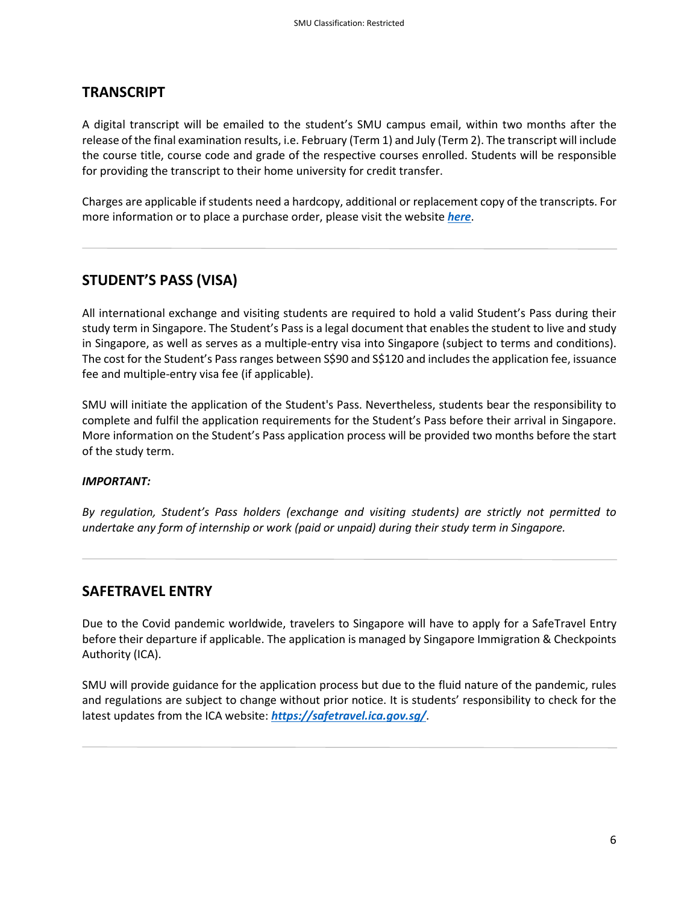## TRANSCRIPT

A digital transcript will be emailed to the student's SMU campus email, within two months after the release of the final examination results, i.e. February (Term 1) and July (Term 2). The transcript will include the course title, course code and grade of the respective courses enrolled. Students will be responsible for providing the transcript to their home university for credit transfer.

Charges are applicable if students need a hardcopy, additional or replacement copy of the transcripts. For more information or to place a purchase order, please visit the website ***here***.

---

## STUDENT'S PASS (VISA)

All international exchange and visiting students are required to hold a valid Student's Pass during their study term in Singapore. The Student's Pass is a legal document that enables the student to live and study in Singapore, as well as serves as a multiple-entry visa into Singapore (subject to terms and conditions). The cost for the Student's Pass ranges between S$90 and S$120 and includes the application fee, issuance fee and multiple-entry visa fee (if applicable).

SMU will initiate the application of the Student's Pass. Nevertheless, students bear the responsibility to complete and fulfil the application requirements for the Student's Pass before their arrival in Singapore. More information on the Student's Pass application process will be provided two months before the start of the study term.

***IMPORTANT:***

*By regulation, Student's Pass holders (exchange and visiting students) are strictly not permitted to undertake any form of internship or work (paid or unpaid) during their study term in Singapore.*

---

## SAFETRAVEL ENTRY

Due to the Covid pandemic worldwide, travelers to Singapore will have to apply for a SafeTravel Entry before their departure if applicable. The application is managed by Singapore Immigration & Checkpoints Authority (ICA).

SMU will provide guidance for the application process but due to the fluid nature of the pandemic, rules and regulations are subject to change without prior notice. It is students' responsibility to check for the latest updates from the ICA website: ***https://safetravel.ica.gov.sg/***.

---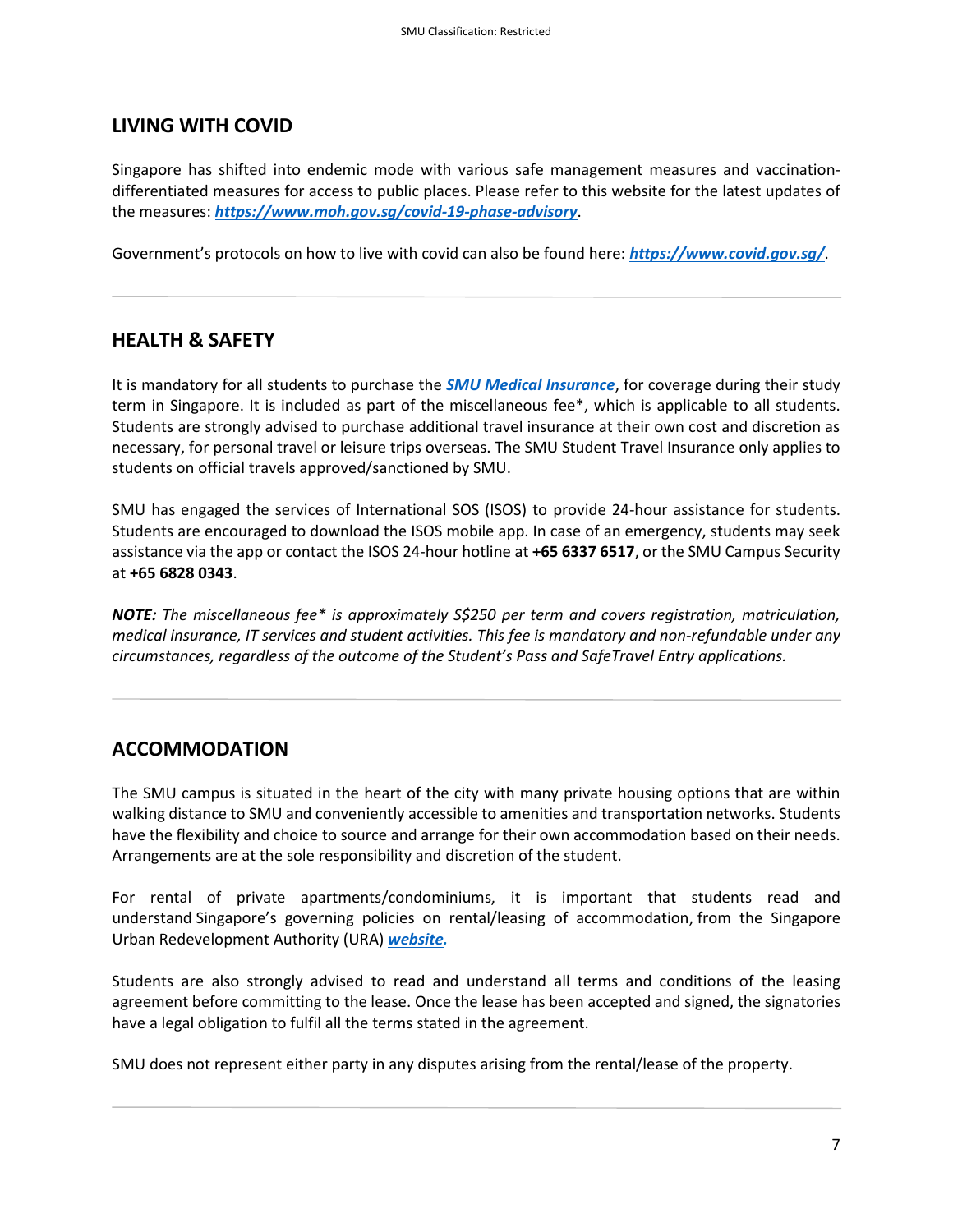## LIVING WITH COVID

Singapore has shifted into endemic mode with various safe management measures and vaccination-differentiated measures for access to public places. Please refer to this website for the latest updates of the measures: ***https://www.moh.gov.sg/covid-19-phase-advisory***.

Government's protocols on how to live with covid can also be found here: ***https://www.covid.gov.sg/***.

---

## HEALTH & SAFETY

It is mandatory for all students to purchase the ***SMU Medical Insurance***, for coverage during their study term in Singapore. It is included as part of the miscellaneous fee*, which is applicable to all students. Students are strongly advised to purchase additional travel insurance at their own cost and discretion as necessary, for personal travel or leisure trips overseas. The SMU Student Travel Insurance only applies to students on official travels approved/sanctioned by SMU.

SMU has engaged the services of International SOS (ISOS) to provide 24-hour assistance for students. Students are encouraged to download the ISOS mobile app. In case of an emergency, students may seek assistance via the app or contact the ISOS 24-hour hotline at **+65 6337 6517**, or the SMU Campus Security at **+65 6828 0343**.

***NOTE:*** *The miscellaneous fee* is approximately S$250 per term and covers registration, matriculation, medical insurance, IT services and student activities. This fee is mandatory and non-refundable under any circumstances, regardless of the outcome of the Student's Pass and SafeTravel Entry applications.*

---

## ACCOMMODATION

The SMU campus is situated in the heart of the city with many private housing options that are within walking distance to SMU and conveniently accessible to amenities and transportation networks. Students have the flexibility and choice to source and arrange for their own accommodation based on their needs. Arrangements are at the sole responsibility and discretion of the student.

For rental of private apartments/condominiums, it is important that students read and understand Singapore's governing policies on rental/leasing of accommodation, from the Singapore Urban Redevelopment Authority (URA) ***website.***

Students are also strongly advised to read and understand all terms and conditions of the leasing agreement before committing to the lease. Once the lease has been accepted and signed, the signatories have a legal obligation to fulfil all the terms stated in the agreement.

SMU does not represent either party in any disputes arising from the rental/lease of the property.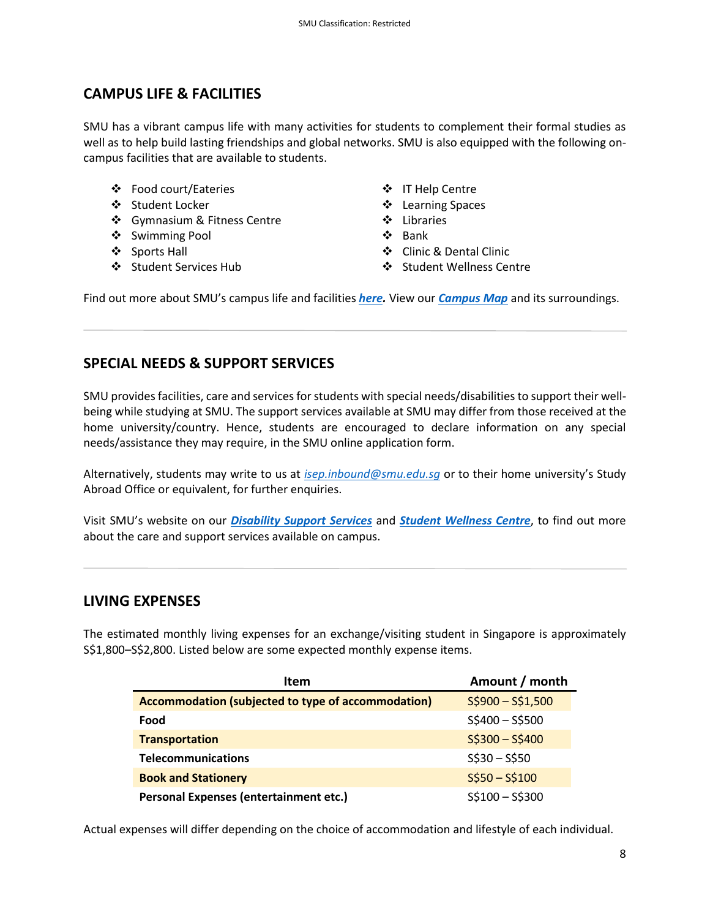## CAMPUS LIFE & FACILITIES

SMU has a vibrant campus life with many activities for students to complement their formal studies as well as to help build lasting friendships and global networks. SMU is also equipped with the following on-campus facilities that are available to students.

- Food court/Eateries
- Student Locker
- Gymnasium & Fitness Centre
- Swimming Pool
- Sports Hall
- Student Services Hub
- IT Help Centre
- Learning Spaces
- Libraries
- Bank
- Clinic & Dental Clinic
- Student Wellness Centre

Find out more about SMU's campus life and facilities ***here***. View our ***Campus Map*** and its surroundings.

---

## SPECIAL NEEDS & SUPPORT SERVICES

SMU provides facilities, care and services for students with special needs/disabilities to support their well-being while studying at SMU. The support services available at SMU may differ from those received at the home university/country. Hence, students are encouraged to declare information on any special needs/assistance they may require, in the SMU online application form.

Alternatively, students may write to us at *isep.inbound@smu.edu.sg* or to their home university's Study Abroad Office or equivalent, for further enquiries.

Visit SMU's website on our ***Disability Support Services*** and ***Student Wellness Centre***, to find out more about the care and support services available on campus.

---

## LIVING EXPENSES

The estimated monthly living expenses for an exchange/visiting student in Singapore is approximately S$1,800–S$2,800. Listed below are some expected monthly expense items.

| Item | Amount / month |
|---|---|
| **Accommodation (subjected to type of accommodation)** | S$900 – S$1,500 |
| **Food** | S$400 – S$500 |
| **Transportation** | S$300 – S$400 |
| **Telecommunications** | S$30 – S$50 |
| **Book and Stationery** | S$50 – S$100 |
| **Personal Expenses (entertainment etc.)** | S$100 – S$300 |

Actual expenses will differ depending on the choice of accommodation and lifestyle of each individual.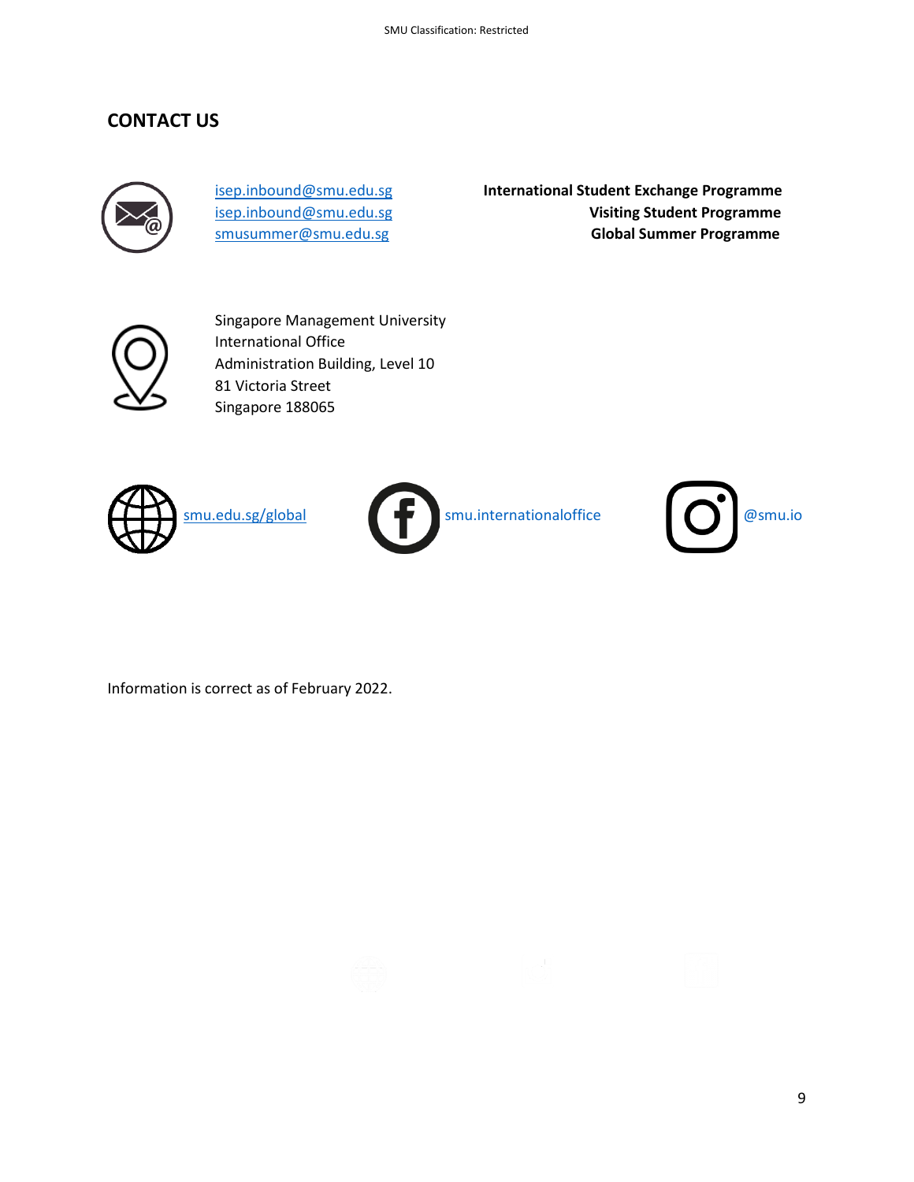## CONTACT US

isep.inbound@smu.edu.sg — **International Student Exchange Programme**
isep.inbound@smu.edu.sg — **Visiting Student Programme**
smusummer@smu.edu.sg — **Global Summer Programme**

Singapore Management University
International Office
Administration Building, Level 10
81 Victoria Street
Singapore 188065

smu.edu.sg/global

smu.internationaloffice

@smu.io

Information is correct as of February 2022.